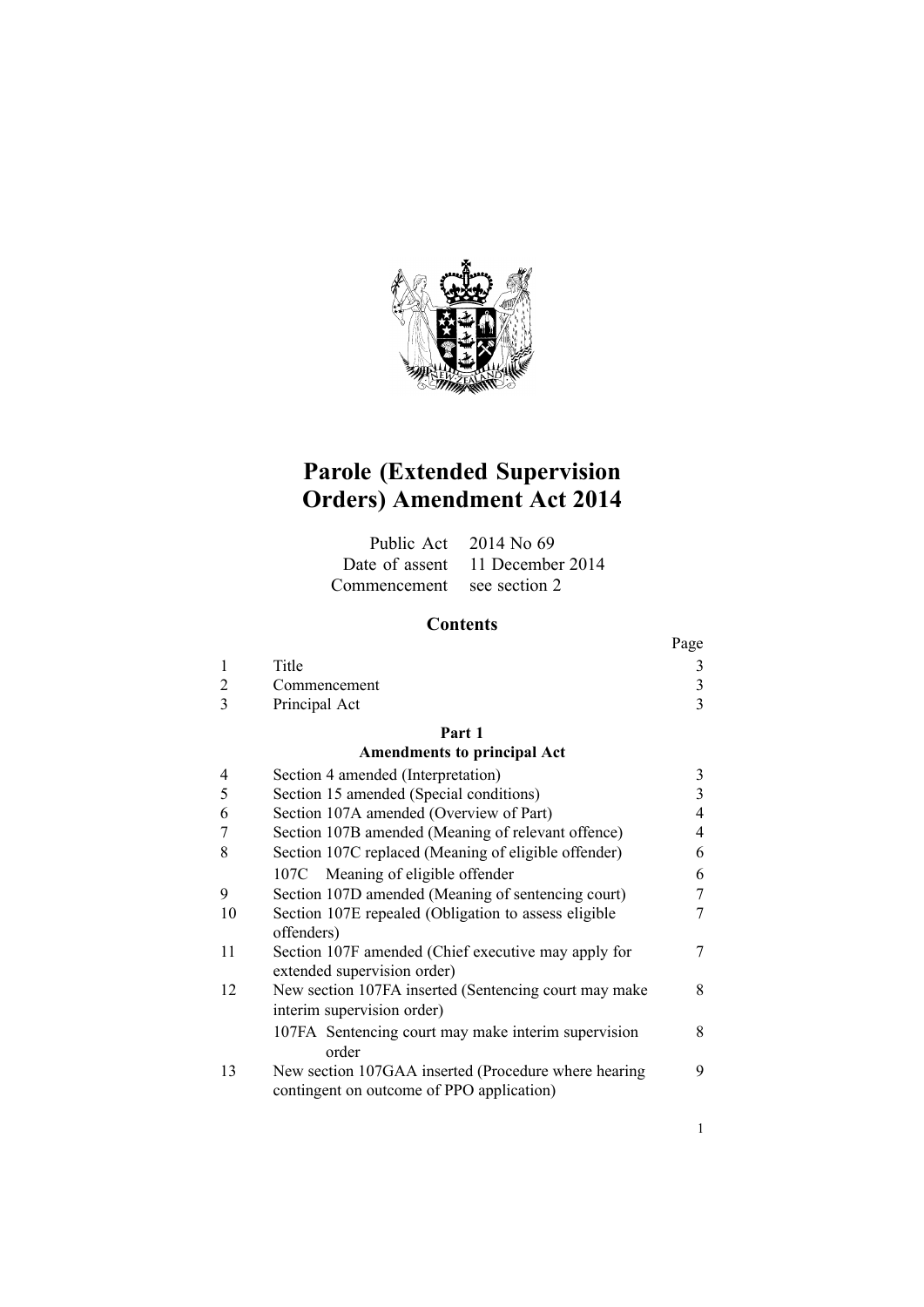# Parole (Extended Supervision Orders) Amendment Act 2014

| | |
|---|---|
| Public Act | 2014 No 69 |
| Date of assent | 11 December 2014 |
| Commencement | see section 2 |

## Contents

| | | Page |
|---|---|---|
| 1 | Title | 3 |
| 2 | Commencement | 3 |
| 3 | Principal Act | 3 |
| | **Part 1** **Amendments to principal Act** | |
| 4 | Section 4 amended (Interpretation) | 3 |
| 5 | Section 15 amended (Special conditions) | 3 |
| 6 | Section 107A amended (Overview of Part) | 4 |
| 7 | Section 107B amended (Meaning of relevant offence) | 4 |
| 8 | Section 107C replaced (Meaning of eligible offender) | 6 |
| | 107C Meaning of eligible offender | 6 |
| 9 | Section 107D amended (Meaning of sentencing court) | 7 |
| 10 | Section 107E repealed (Obligation to assess eligible offenders) | 7 |
| 11 | Section 107F amended (Chief executive may apply for extended supervision order) | 7 |
| 12 | New section 107FA inserted (Sentencing court may make interim supervision order) | 8 |
| | 107FA Sentencing court may make interim supervision order | 8 |
| 13 | New section 107GAA inserted (Procedure where hearing contingent on outcome of PPO application) | 9 |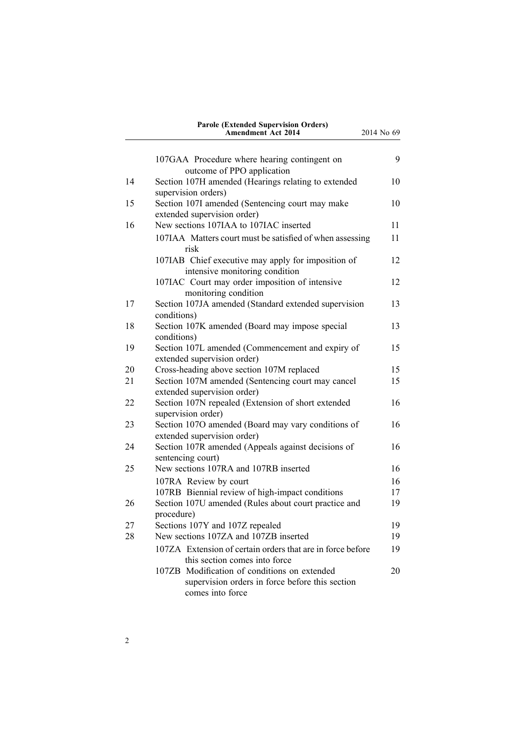| | | |
|---|---|---|
| | 107GAA Procedure where hearing contingent on outcome of PPO application | 9 |
| 14 | Section 107H amended (Hearings relating to extended supervision orders) | 10 |
| 15 | Section 107I amended (Sentencing court may make extended supervision order) | 10 |
| 16 | New sections 107IAA to 107IAC inserted | 11 |
| | 107IAA Matters court must be satisfied of when assessing risk | 11 |
| | 107IAB Chief executive may apply for imposition of intensive monitoring condition | 12 |
| | 107IAC Court may order imposition of intensive monitoring condition | 12 |
| 17 | Section 107JA amended (Standard extended supervision conditions) | 13 |
| 18 | Section 107K amended (Board may impose special conditions) | 13 |
| 19 | Section 107L amended (Commencement and expiry of extended supervision order) | 15 |
| 20 | Cross-heading above section 107M replaced | 15 |
| 21 | Section 107M amended (Sentencing court may cancel extended supervision order) | 15 |
| 22 | Section 107N repealed (Extension of short extended supervision order) | 16 |
| 23 | Section 107O amended (Board may vary conditions of extended supervision order) | 16 |
| 24 | Section 107R amended (Appeals against decisions of sentencing court) | 16 |
| 25 | New sections 107RA and 107RB inserted | 16 |
| | 107RA Review by court | 16 |
| | 107RB Biennial review of high-impact conditions | 17 |
| 26 | Section 107U amended (Rules about court practice and procedure) | 19 |
| 27 | Sections 107Y and 107Z repealed | 19 |
| 28 | New sections 107ZA and 107ZB inserted | 19 |
| | 107ZA Extension of certain orders that are in force before this section comes into force | 19 |
| | 107ZB Modification of conditions on extended supervision orders in force before this section comes into force | 20 |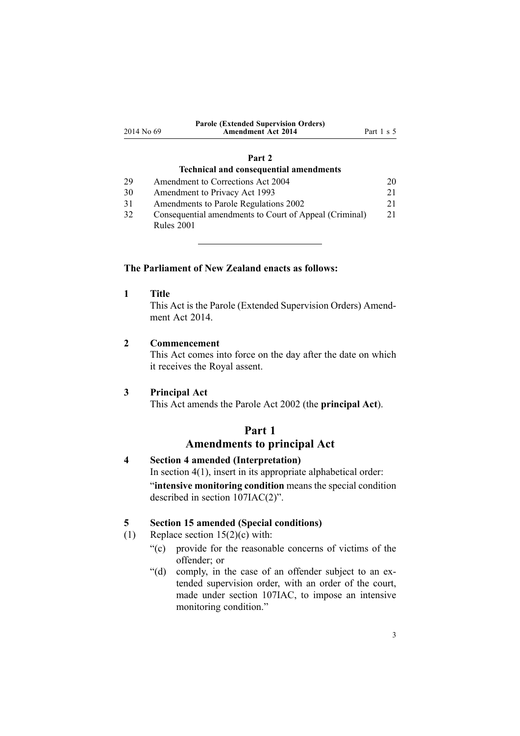## Part 2

### Technical and consequential amendments

| | | |
|---|---|---|
| 29 | Amendment to Corrections Act 2004 | 20 |
| 30 | Amendment to Privacy Act 1993 | 21 |
| 31 | Amendments to Parole Regulations 2002 | 21 |
| 32 | Consequential amendments to Court of Appeal (Criminal) Rules 2001 | 21 |

---

**The Parliament of New Zealand enacts as follows:**

**1 Title**

This Act is the Parole (Extended Supervision Orders) Amendment Act 2014.

**2 Commencement**

This Act comes into force on the day after the date on which it receives the Royal assent.

**3 Principal Act**

This Act amends the Parole Act 2002 (the **principal Act**).

# Part 1
## Amendments to principal Act

**4 Section 4 amended (Interpretation)**

In section 4(1), insert in its appropriate alphabetical order:

"**intensive monitoring condition** means the special condition described in section 107IAC(2)".

**5 Section 15 amended (Special conditions)**

(1) Replace section 15(2)(c) with:

"(c) provide for the reasonable concerns of victims of the offender; or

"(d) comply, in the case of an offender subject to an extended supervision order, with an order of the court, made under section 107IAC, to impose an intensive monitoring condition."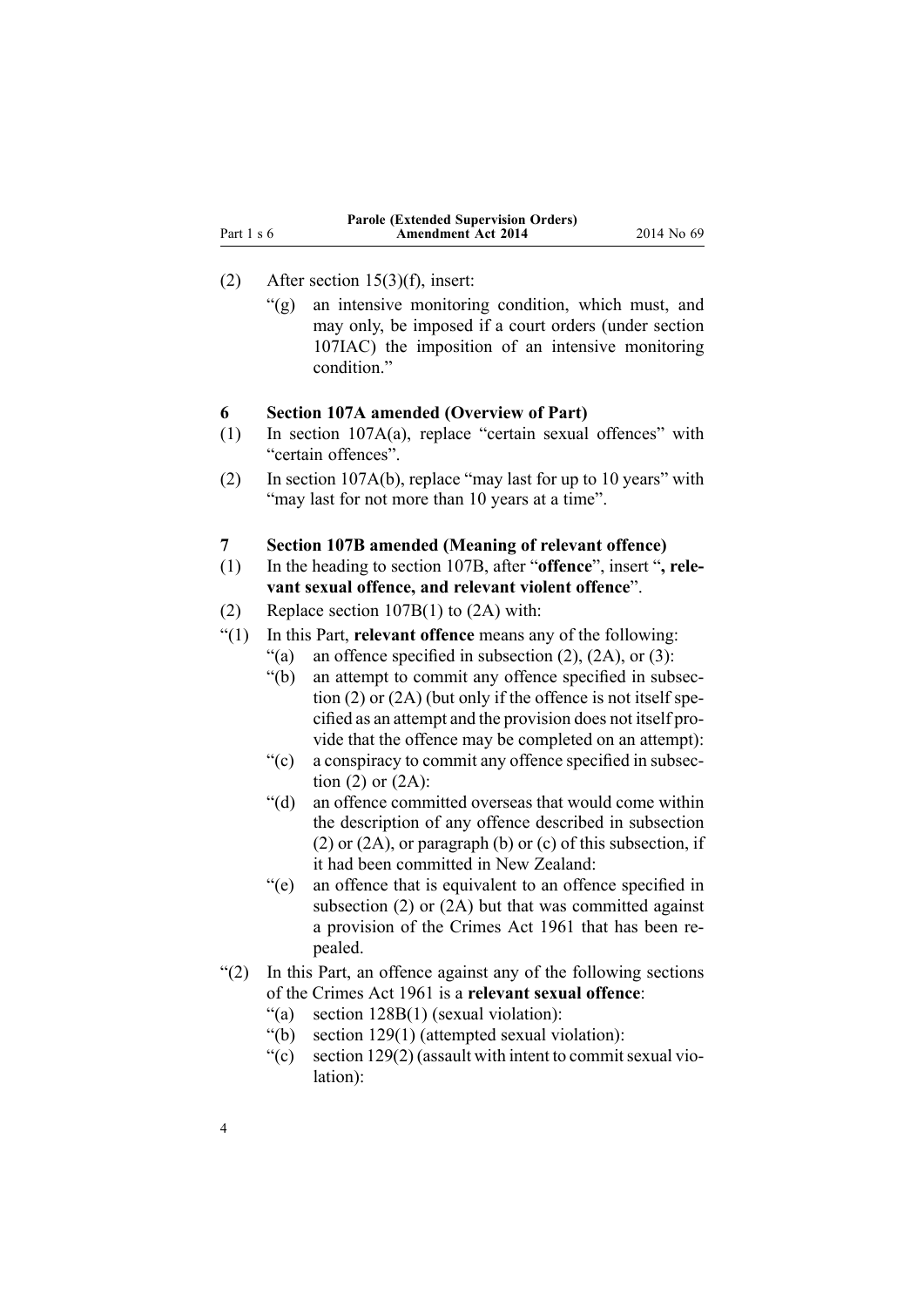(2) After section 15(3)(f), insert:

"(g) an intensive monitoring condition, which must, and may only, be imposed if a court orders (under section 107IAC) the imposition of an intensive monitoring condition."

### 6 Section 107A amended (Overview of Part)

(1) In section 107A(a), replace "certain sexual offences" with "certain offences".

(2) In section 107A(b), replace "may last for up to 10 years" with "may last for not more than 10 years at a time".

### 7 Section 107B amended (Meaning of relevant offence)

(1) In the heading to section 107B, after "**offence**", insert "**, relevant sexual offence, and relevant violent offence**".

(2) Replace section 107B(1) to (2A) with:

"(1) In this Part, **relevant offence** means any of the following:

"(a) an offence specified in subsection (2), (2A), or (3):

"(b) an attempt to commit any offence specified in subsection (2) or (2A) (but only if the offence is not itself specified as an attempt and the provision does not itself provide that the offence may be completed on an attempt):

"(c) a conspiracy to commit any offence specified in subsection (2) or (2A):

"(d) an offence committed overseas that would come within the description of any offence described in subsection (2) or (2A), or paragraph (b) or (c) of this subsection, if it had been committed in New Zealand:

"(e) an offence that is equivalent to an offence specified in subsection (2) or (2A) but that was committed against a provision of the Crimes Act 1961 that has been repealed.

"(2) In this Part, an offence against any of the following sections of the Crimes Act 1961 is a **relevant sexual offence**:

"(a) section 128B(1) (sexual violation):

"(b) section 129(1) (attempted sexual violation):

"(c) section 129(2) (assault with intent to commit sexual violation):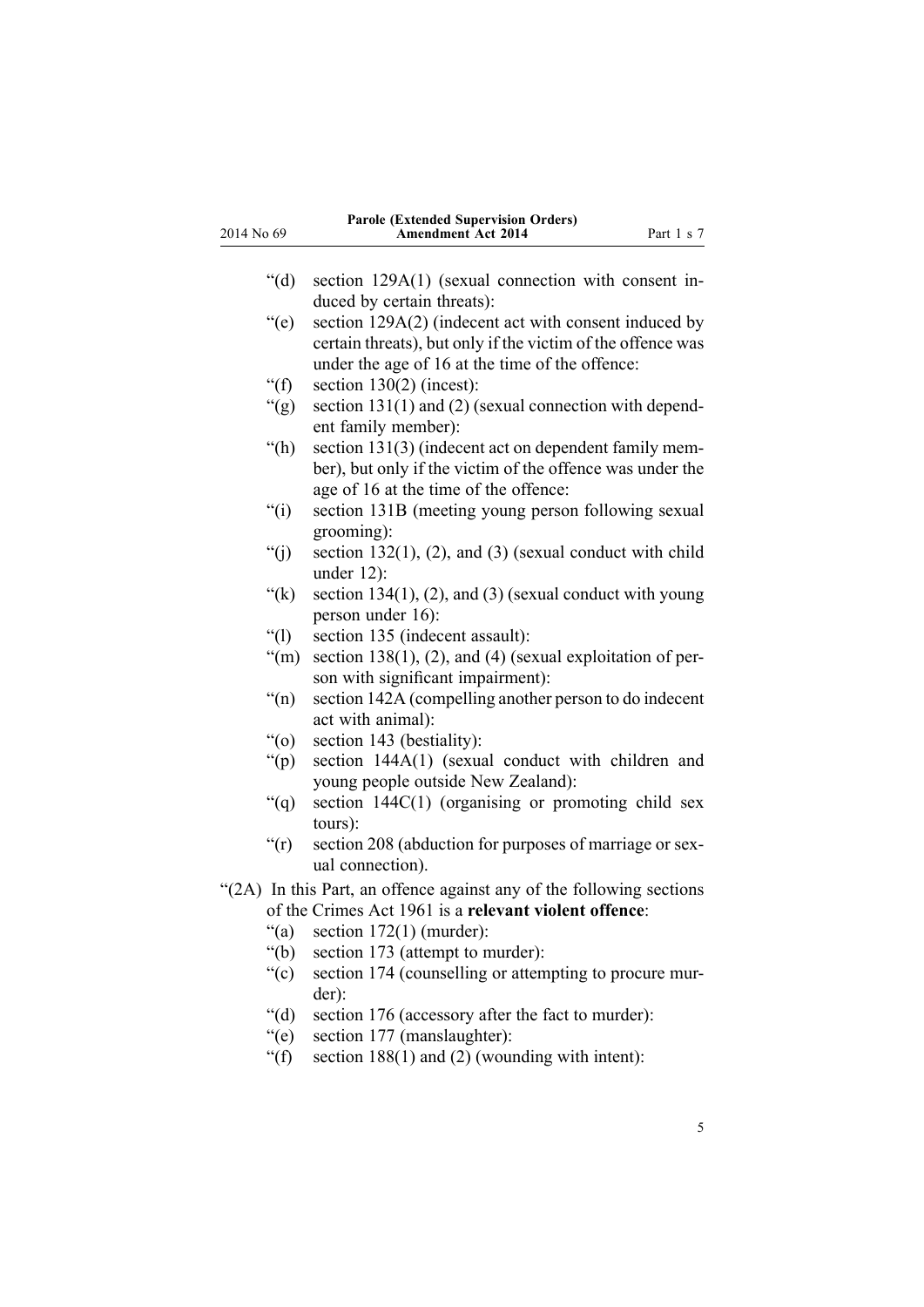"(d) section 129A(1) (sexual connection with consent induced by certain threats):

"(e) section 129A(2) (indecent act with consent induced by certain threats), but only if the victim of the offence was under the age of 16 at the time of the offence:

"(f) section 130(2) (incest):

"(g) section 131(1) and (2) (sexual connection with dependent family member):

"(h) section 131(3) (indecent act on dependent family member), but only if the victim of the offence was under the age of 16 at the time of the offence:

"(i) section 131B (meeting young person following sexual grooming):

"(j) section 132(1), (2), and (3) (sexual conduct with child under 12):

"(k) section 134(1), (2), and (3) (sexual conduct with young person under 16):

"(l) section 135 (indecent assault):

"(m) section 138(1), (2), and (4) (sexual exploitation of person with significant impairment):

"(n) section 142A (compelling another person to do indecent act with animal):

"(o) section 143 (bestiality):

"(p) section 144A(1) (sexual conduct with children and young people outside New Zealand):

"(q) section 144C(1) (organising or promoting child sex tours):

"(r) section 208 (abduction for purposes of marriage or sexual connection).

"(2A) In this Part, an offence against any of the following sections of the Crimes Act 1961 is a **relevant violent offence**:

"(a) section 172(1) (murder):

"(b) section 173 (attempt to murder):

"(c) section 174 (counselling or attempting to procure murder):

"(d) section 176 (accessory after the fact to murder):

"(e) section 177 (manslaughter):

"(f) section 188(1) and (2) (wounding with intent):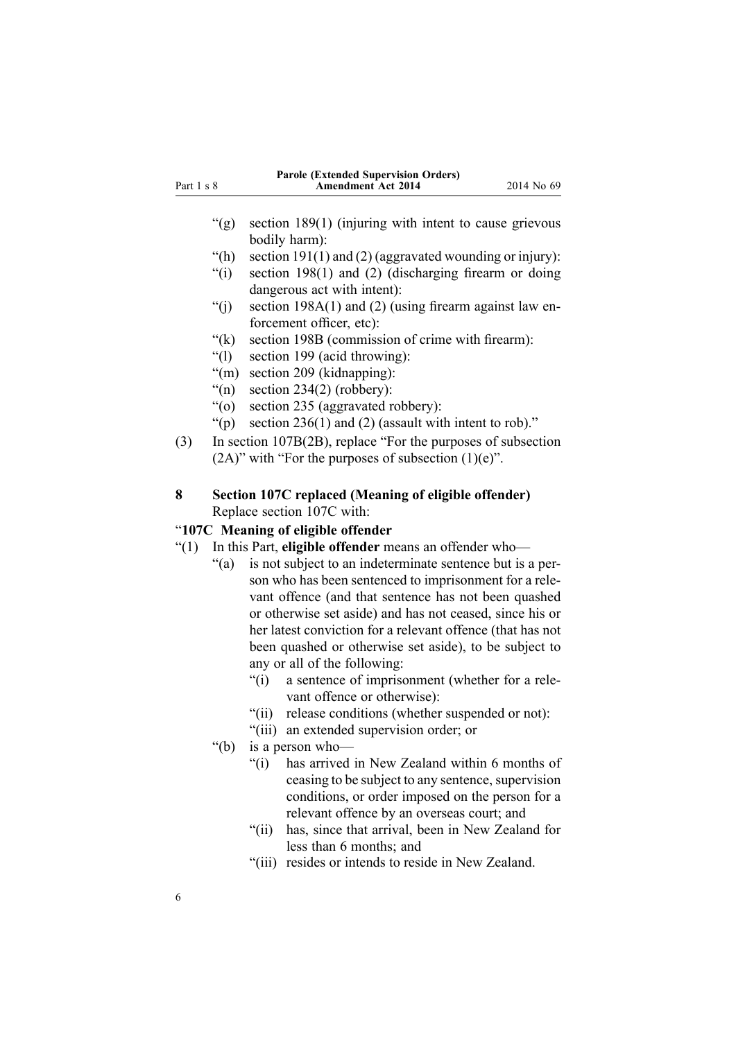"(g) section 189(1) (injuring with intent to cause grievous bodily harm):

"(h) section 191(1) and (2) (aggravated wounding or injury):

"(i) section 198(1) and (2) (discharging firearm or doing dangerous act with intent):

"(j) section 198A(1) and (2) (using firearm against law enforcement officer, etc):

"(k) section 198B (commission of crime with firearm):

"(l) section 199 (acid throwing):

"(m) section 209 (kidnapping):

"(n) section 234(2) (robbery):

"(o) section 235 (aggravated robbery):

"(p) section 236(1) and (2) (assault with intent to rob)."

(3) In section 107B(2B), replace "For the purposes of subsection (2A)" with "For the purposes of subsection (1)(e)".

## 8 Section 107C replaced (Meaning of eligible offender)

Replace section 107C with:

### "107C Meaning of eligible offender

"(1) In this Part, **eligible offender** means an offender who—

"(a) is not subject to an indeterminate sentence but is a person who has been sentenced to imprisonment for a relevant offence (and that sentence has not been quashed or otherwise set aside) and has not ceased, since his or her latest conviction for a relevant offence (that has not been quashed or otherwise set aside), to be subject to any or all of the following:

"(i) a sentence of imprisonment (whether for a relevant offence or otherwise):

"(ii) release conditions (whether suspended or not):

"(iii) an extended supervision order; or

"(b) is a person who—

"(i) has arrived in New Zealand within 6 months of ceasing to be subject to any sentence, supervision conditions, or order imposed on the person for a relevant offence by an overseas court; and

"(ii) has, since that arrival, been in New Zealand for less than 6 months; and

"(iii) resides or intends to reside in New Zealand.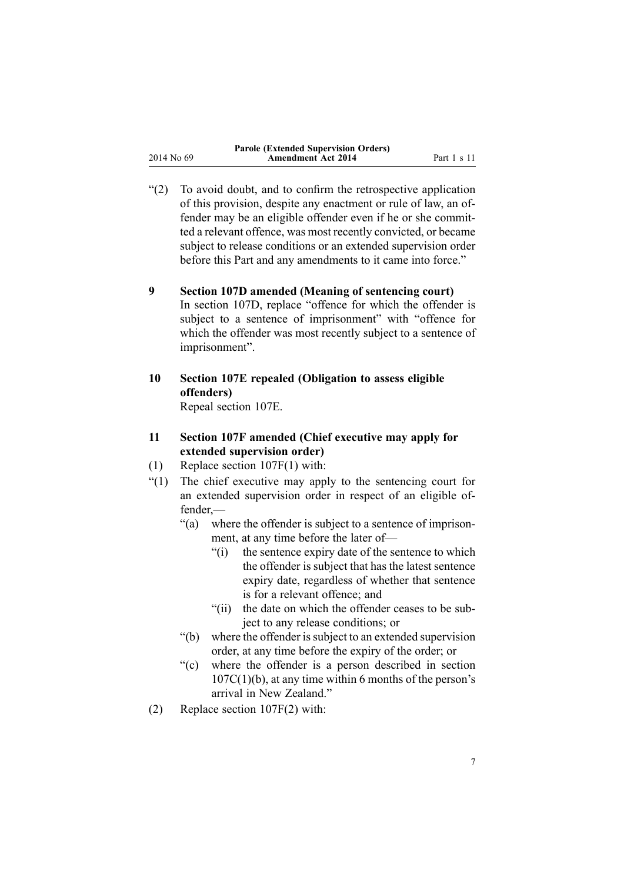“(2) To avoid doubt, and to confirm the retrospective application of this provision, despite any enactment or rule of law, an offender may be an eligible offender even if he or she committed a relevant offence, was most recently convicted, or became subject to release conditions or an extended supervision order before this Part and any amendments to it came into force.”

**9 Section 107D amended (Meaning of sentencing court)**

In section 107D, replace “offence for which the offender is subject to a sentence of imprisonment” with “offence for which the offender was most recently subject to a sentence of imprisonment”.

**10 Section 107E repealed (Obligation to assess eligible offenders)**

Repeal section 107E.

**11 Section 107F amended (Chief executive may apply for extended supervision order)**

(1) Replace section 107F(1) with:

“(1) The chief executive may apply to the sentencing court for an extended supervision order in respect of an eligible offender,—

“(a) where the offender is subject to a sentence of imprisonment, at any time before the later of—

“(i) the sentence expiry date of the sentence to which the offender is subject that has the latest sentence expiry date, regardless of whether that sentence is for a relevant offence; and

“(ii) the date on which the offender ceases to be subject to any release conditions; or

“(b) where the offender is subject to an extended supervision order, at any time before the expiry of the order; or

“(c) where the offender is a person described in section 107C(1)(b), at any time within 6 months of the person’s arrival in New Zealand.”

(2) Replace section 107F(2) with: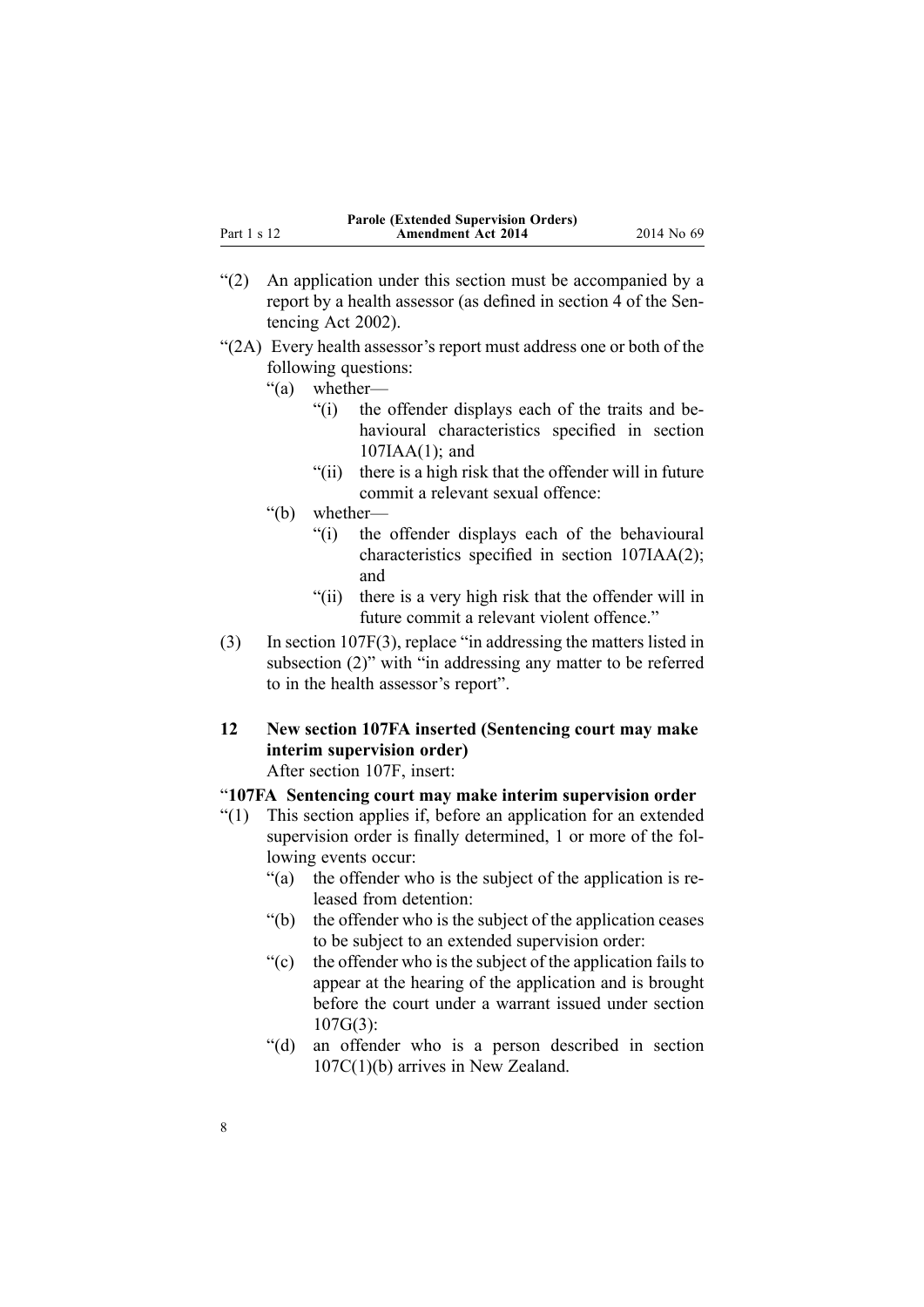“(2) An application under this section must be accompanied by a report by a health assessor (as defined in section 4 of the Sentencing Act 2002).

“(2A) Every health assessor’s report must address one or both of the following questions:

“(a) whether—

“(i) the offender displays each of the traits and behavioural characteristics specified in section 107IAA(1); and

“(ii) there is a high risk that the offender will in future commit a relevant sexual offence:

“(b) whether—

“(i) the offender displays each of the behavioural characteristics specified in section 107IAA(2); and

“(ii) there is a very high risk that the offender will in future commit a relevant violent offence.”

(3) In section 107F(3), replace “in addressing the matters listed in subsection (2)” with “in addressing any matter to be referred to in the health assessor’s report”.

**12 New section 107FA inserted (Sentencing court may make interim supervision order)**

After section 107F, insert:

“**107FA Sentencing court may make interim supervision order**

“(1) This section applies if, before an application for an extended supervision order is finally determined, 1 or more of the following events occur:

“(a) the offender who is the subject of the application is released from detention:

“(b) the offender who is the subject of the application ceases to be subject to an extended supervision order:

“(c) the offender who is the subject of the application fails to appear at the hearing of the application and is brought before the court under a warrant issued under section 107G(3):

“(d) an offender who is a person described in section 107C(1)(b) arrives in New Zealand.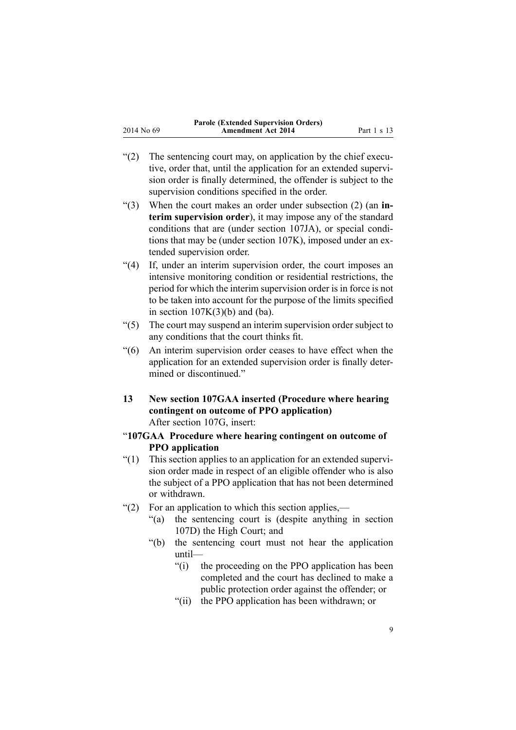“(2) The sentencing court may, on application by the chief executive, order that, until the application for an extended supervision order is finally determined, the offender is subject to the supervision conditions specified in the order.

“(3) When the court makes an order under subsection (2) (an **interim supervision order**), it may impose any of the standard conditions that are (under section 107JA), or special conditions that may be (under section 107K), imposed under an extended supervision order.

“(4) If, under an interim supervision order, the court imposes an intensive monitoring condition or residential restrictions, the period for which the interim supervision order is in force is not to be taken into account for the purpose of the limits specified in section 107K(3)(b) and (ba).

“(5) The court may suspend an interim supervision order subject to any conditions that the court thinks fit.

“(6) An interim supervision order ceases to have effect when the application for an extended supervision order is finally determined or discontinued.”

**13 New section 107GAA inserted (Procedure where hearing contingent on outcome of PPO application)**

After section 107G, insert:

“**107GAA Procedure where hearing contingent on outcome of PPO application**

“(1) This section applies to an application for an extended supervision order made in respect of an eligible offender who is also the subject of a PPO application that has not been determined or withdrawn.

“(2) For an application to which this section applies,—

- “(a) the sentencing court is (despite anything in section 107D) the High Court; and
- “(b) the sentencing court must not hear the application until—
  - “(i) the proceeding on the PPO application has been completed and the court has declined to make a public protection order against the offender; or
  - “(ii) the PPO application has been withdrawn; or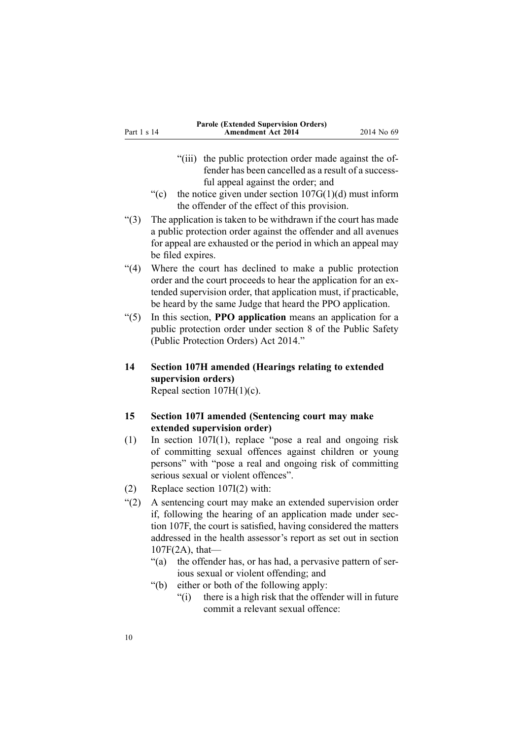"(iii) the public protection order made against the offender has been cancelled as a result of a successful appeal against the order; and

"(c) the notice given under section 107G(1)(d) must inform the offender of the effect of this provision.

"(3) The application is taken to be withdrawn if the court has made a public protection order against the offender and all avenues for appeal are exhausted or the period in which an appeal may be filed expires.

"(4) Where the court has declined to make a public protection order and the court proceeds to hear the application for an extended supervision order, that application must, if practicable, be heard by the same Judge that heard the PPO application.

"(5) In this section, **PPO application** means an application for a public protection order under section 8 of the Public Safety (Public Protection Orders) Act 2014."

**14 Section 107H amended (Hearings relating to extended supervision orders)**

Repeal section 107H(1)(c).

**15 Section 107I amended (Sentencing court may make extended supervision order)**

(1) In section 107I(1), replace "pose a real and ongoing risk of committing sexual offences against children or young persons" with "pose a real and ongoing risk of committing serious sexual or violent offences".

(2) Replace section 107I(2) with:

"(2) A sentencing court may make an extended supervision order if, following the hearing of an application made under section 107F, the court is satisfied, having considered the matters addressed in the health assessor's report as set out in section 107F(2A), that—

"(a) the offender has, or has had, a pervasive pattern of serious sexual or violent offending; and

"(b) either or both of the following apply:

"(i) there is a high risk that the offender will in future commit a relevant sexual offence: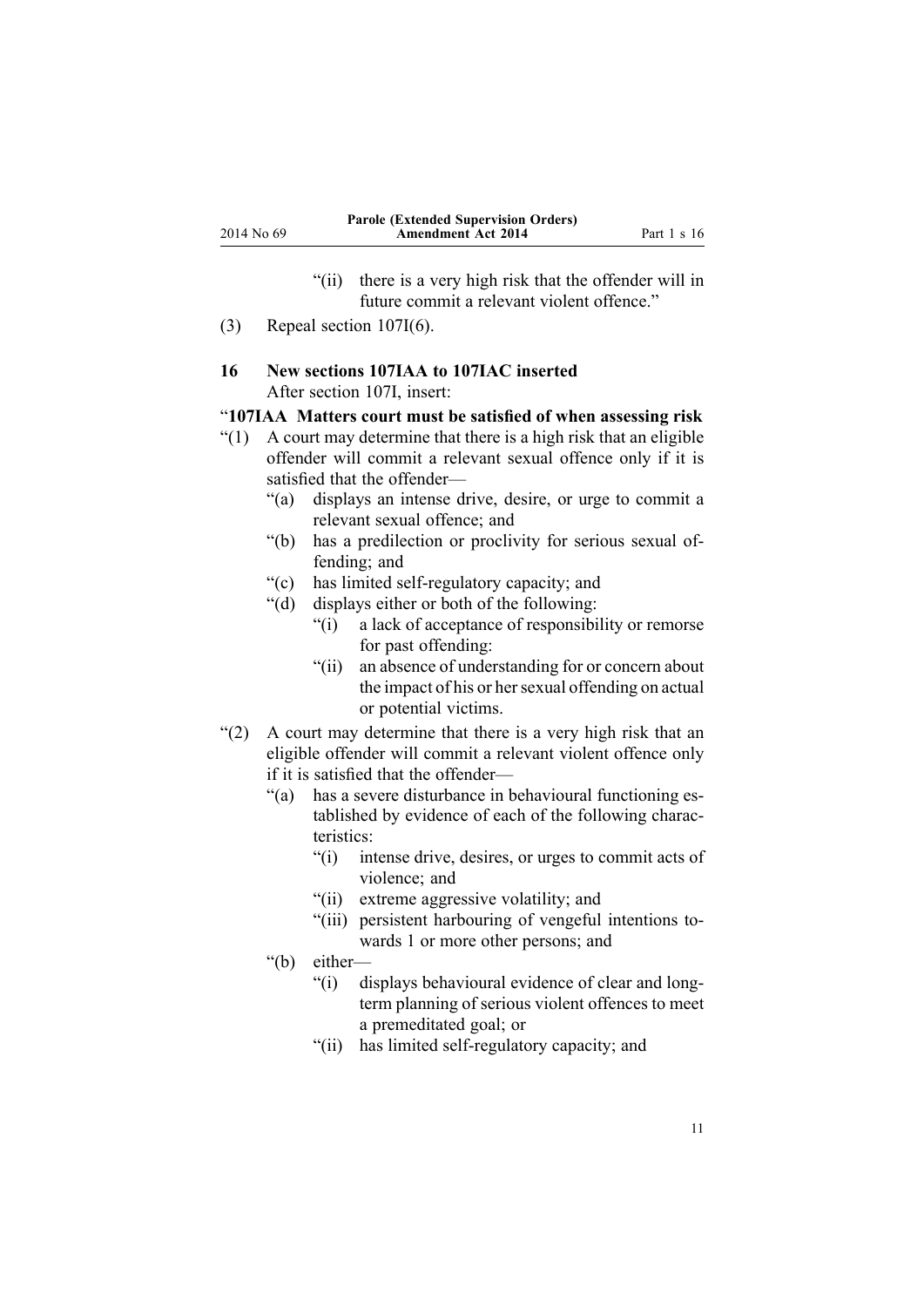"(ii) there is a very high risk that the offender will in future commit a relevant violent offence."

(3) Repeal section 107I(6).

### 16 New sections 107IAA to 107IAC inserted

After section 107I, insert:

**"107IAA Matters court must be satisfied of when assessing risk**

"(1) A court may determine that there is a high risk that an eligible offender will commit a relevant sexual offence only if it is satisfied that the offender—

"(a) displays an intense drive, desire, or urge to commit a relevant sexual offence; and

"(b) has a predilection or proclivity for serious sexual offending; and

"(c) has limited self-regulatory capacity; and

"(d) displays either or both of the following:

"(i) a lack of acceptance of responsibility or remorse for past offending:

"(ii) an absence of understanding for or concern about the impact of his or her sexual offending on actual or potential victims.

"(2) A court may determine that there is a very high risk that an eligible offender will commit a relevant violent offence only if it is satisfied that the offender—

"(a) has a severe disturbance in behavioural functioning established by evidence of each of the following characteristics:

"(i) intense drive, desires, or urges to commit acts of violence; and

"(ii) extreme aggressive volatility; and

"(iii) persistent harbouring of vengeful intentions towards 1 or more other persons; and

"(b) either—

"(i) displays behavioural evidence of clear and long-term planning of serious violent offences to meet a premeditated goal; or

"(ii) has limited self-regulatory capacity; and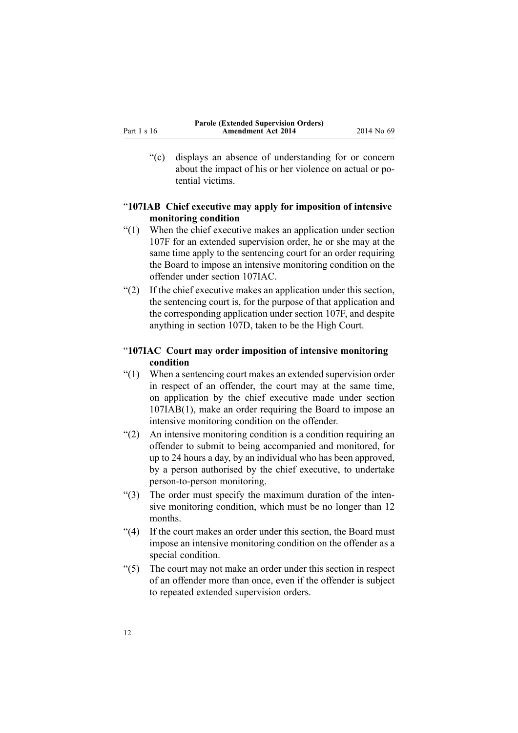“(c) displays an absence of understanding for or concern about the impact of his or her violence on actual or potential victims.

### “107IAB Chief executive may apply for imposition of intensive monitoring condition

“(1) When the chief executive makes an application under section 107F for an extended supervision order, he or she may at the same time apply to the sentencing court for an order requiring the Board to impose an intensive monitoring condition on the offender under section 107IAC.

“(2) If the chief executive makes an application under this section, the sentencing court is, for the purpose of that application and the corresponding application under section 107F, and despite anything in section 107D, taken to be the High Court.

### “107IAC Court may order imposition of intensive monitoring condition

“(1) When a sentencing court makes an extended supervision order in respect of an offender, the court may at the same time, on application by the chief executive made under section 107IAB(1), make an order requiring the Board to impose an intensive monitoring condition on the offender.

“(2) An intensive monitoring condition is a condition requiring an offender to submit to being accompanied and monitored, for up to 24 hours a day, by an individual who has been approved, by a person authorised by the chief executive, to undertake person-to-person monitoring.

“(3) The order must specify the maximum duration of the intensive monitoring condition, which must be no longer than 12 months.

“(4) If the court makes an order under this section, the Board must impose an intensive monitoring condition on the offender as a special condition.

“(5) The court may not make an order under this section in respect of an offender more than once, even if the offender is subject to repeated extended supervision orders.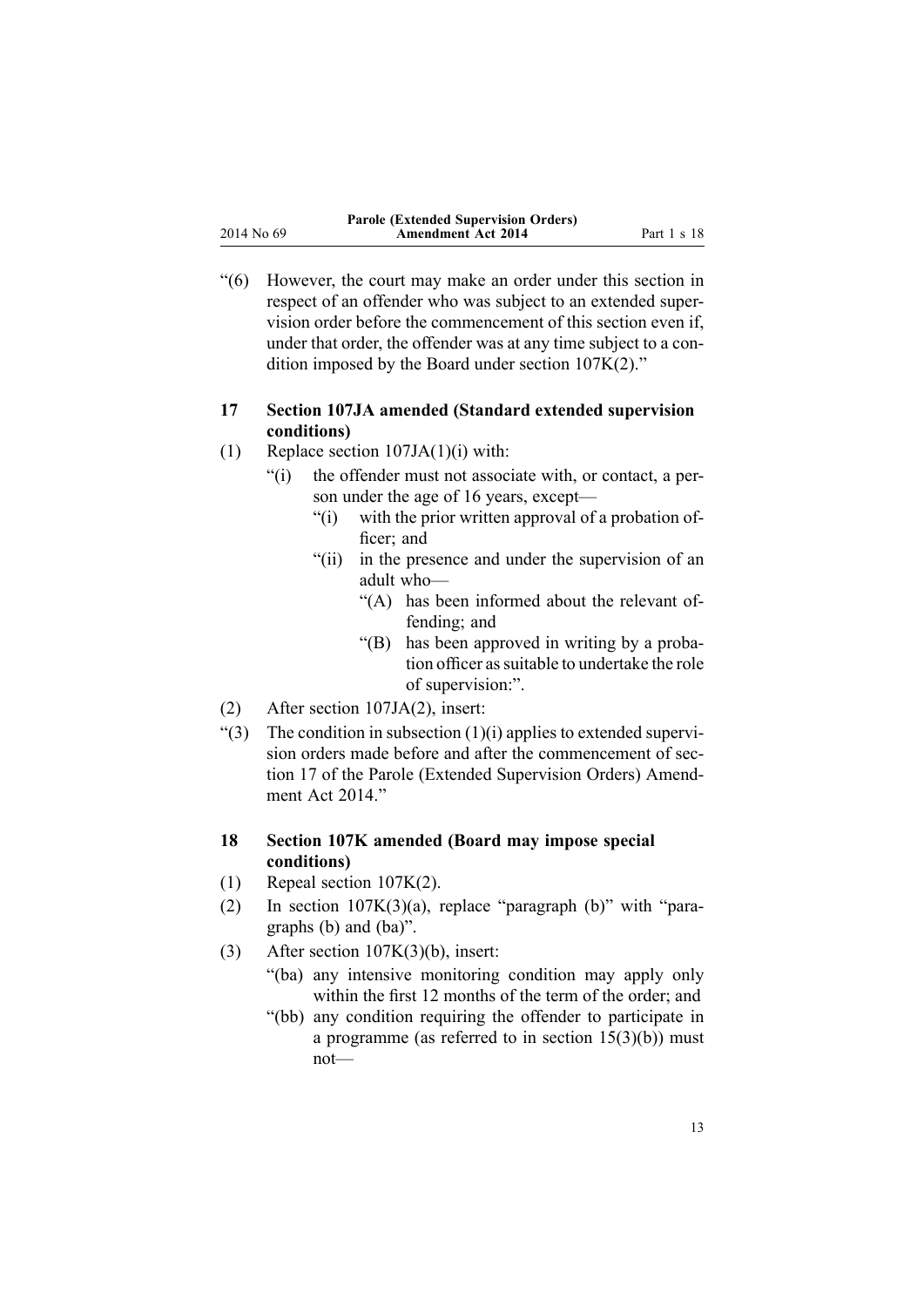"(6) However, the court may make an order under this section in respect of an offender who was subject to an extended supervision order before the commencement of this section even if, under that order, the offender was at any time subject to a condition imposed by the Board under section 107K(2)."

### 17 Section 107JA amended (Standard extended supervision conditions)

(1) Replace section 107JA(1)(i) with:

> "(i) the offender must not associate with, or contact, a person under the age of 16 years, except—
>
> > "(i) with the prior written approval of a probation officer; and
> >
> > "(ii) in the presence and under the supervision of an adult who—
> >
> > > "(A) has been informed about the relevant offending; and
> > >
> > > "(B) has been approved in writing by a probation officer as suitable to undertake the role of supervision:".

(2) After section 107JA(2), insert:

"(3) The condition in subsection (1)(i) applies to extended supervision orders made before and after the commencement of section 17 of the Parole (Extended Supervision Orders) Amendment Act 2014."

### 18 Section 107K amended (Board may impose special conditions)

(1) Repeal section 107K(2).

(2) In section 107K(3)(a), replace "paragraph (b)" with "paragraphs (b) and (ba)".

(3) After section 107K(3)(b), insert:

> "(ba) any intensive monitoring condition may apply only within the first 12 months of the term of the order; and
>
> "(bb) any condition requiring the offender to participate in a programme (as referred to in section 15(3)(b)) must not—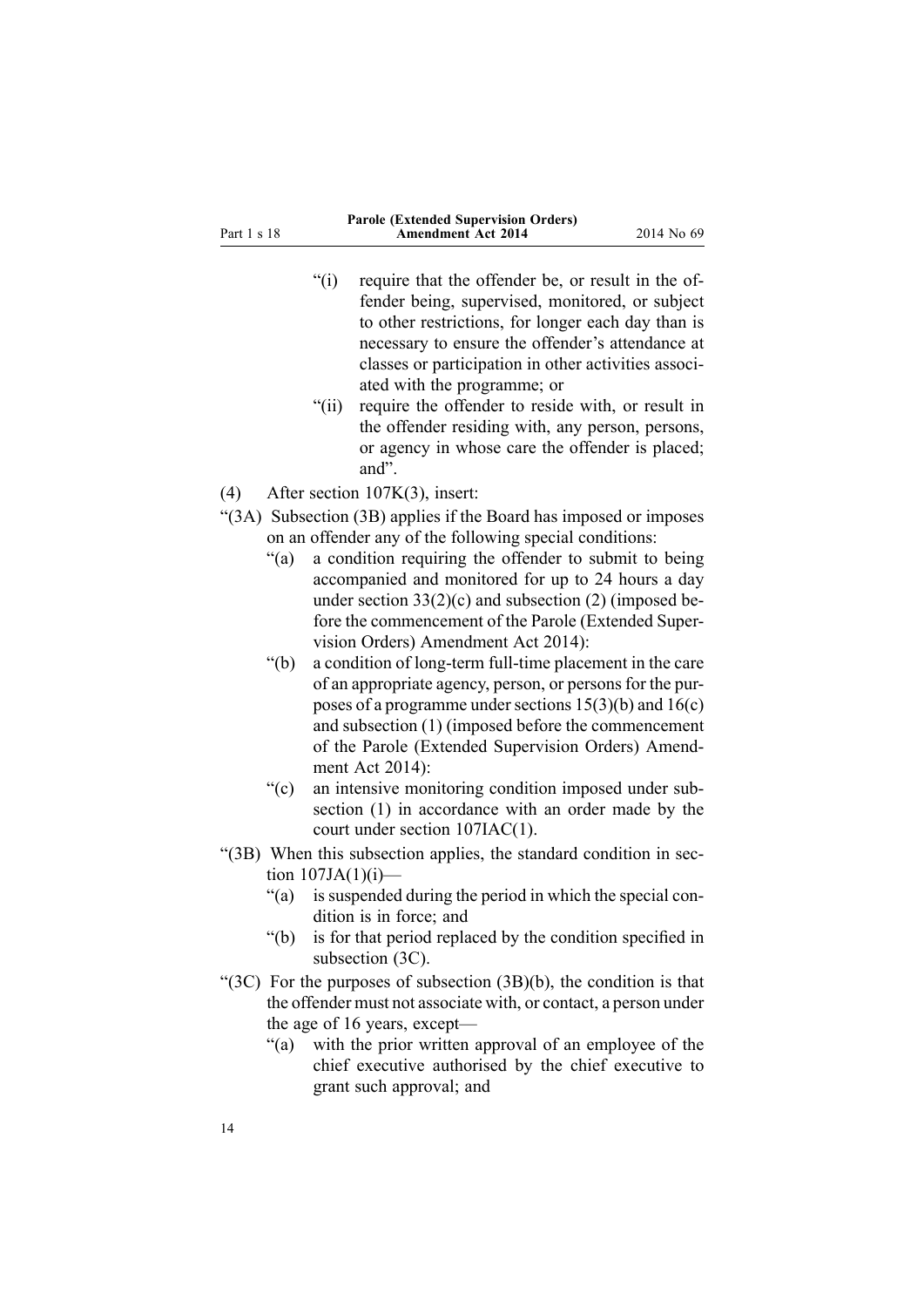"(i) require that the offender be, or result in the offender being, supervised, monitored, or subject to other restrictions, for longer each day than is necessary to ensure the offender's attendance at classes or participation in other activities associated with the programme; or

"(ii) require the offender to reside with, or result in the offender residing with, any person, persons, or agency in whose care the offender is placed; and".

(4) After section 107K(3), insert:

"(3A) Subsection (3B) applies if the Board has imposed or imposes on an offender any of the following special conditions:

"(a) a condition requiring the offender to submit to being accompanied and monitored for up to 24 hours a day under section 33(2)(c) and subsection (2) (imposed before the commencement of the Parole (Extended Supervision Orders) Amendment Act 2014):

"(b) a condition of long-term full-time placement in the care of an appropriate agency, person, or persons for the purposes of a programme under sections 15(3)(b) and 16(c) and subsection (1) (imposed before the commencement of the Parole (Extended Supervision Orders) Amendment Act 2014):

"(c) an intensive monitoring condition imposed under subsection (1) in accordance with an order made by the court under section 107IAC(1).

"(3B) When this subsection applies, the standard condition in section 107JA(1)(i)—

"(a) is suspended during the period in which the special condition is in force; and

"(b) is for that period replaced by the condition specified in subsection (3C).

"(3C) For the purposes of subsection (3B)(b), the condition is that the offender must not associate with, or contact, a person under the age of 16 years, except—

"(a) with the prior written approval of an employee of the chief executive authorised by the chief executive to grant such approval; and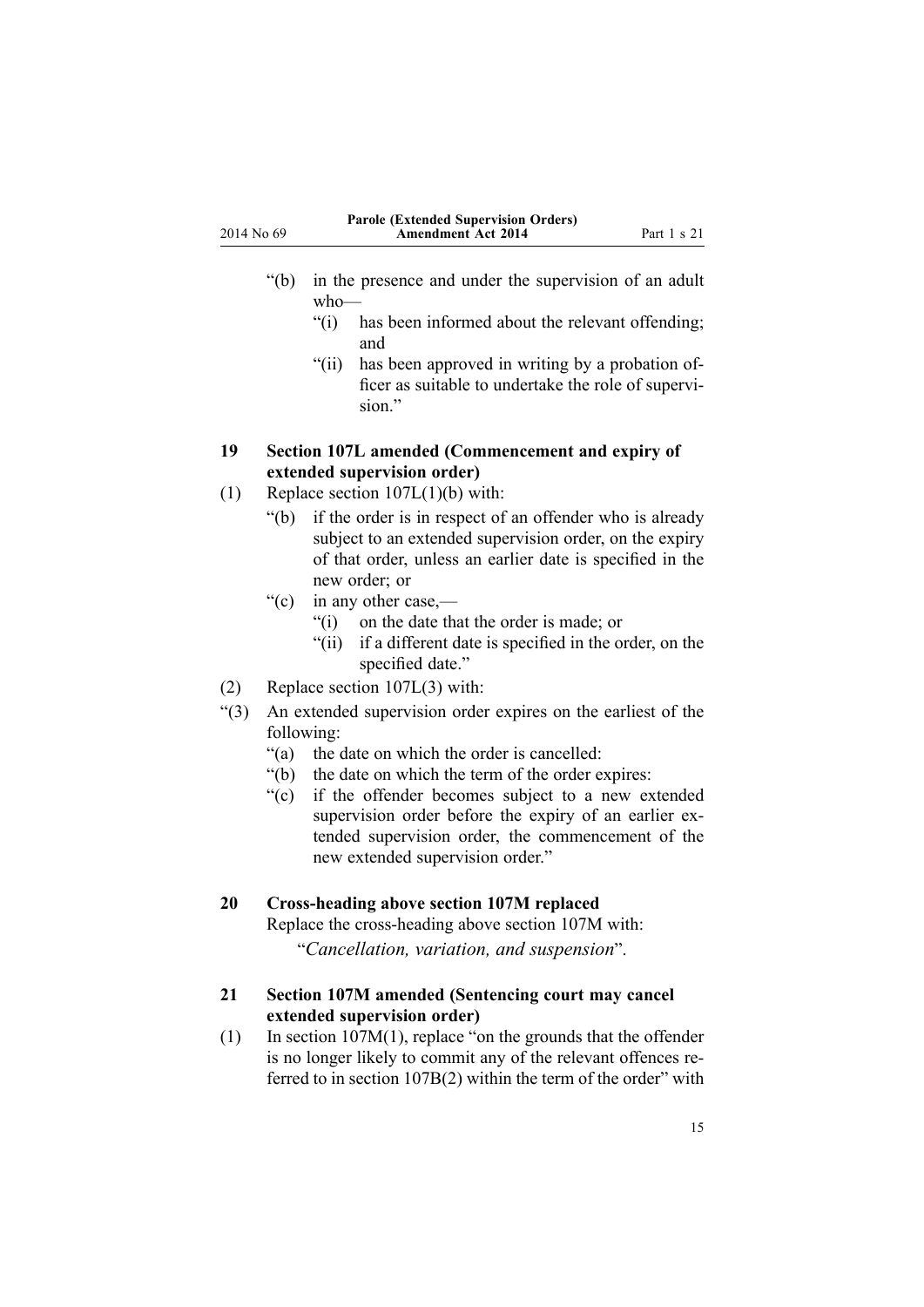“(b) in the presence and under the supervision of an adult who—

“(i) has been informed about the relevant offending; and

“(ii) has been approved in writing by a probation officer as suitable to undertake the role of supervision.”

**19 Section 107L amended (Commencement and expiry of extended supervision order)**

(1) Replace section 107L(1)(b) with:

“(b) if the order is in respect of an offender who is already subject to an extended supervision order, on the expiry of that order, unless an earlier date is specified in the new order; or

“(c) in any other case,—

“(i) on the date that the order is made; or

“(ii) if a different date is specified in the order, on the specified date.”

(2) Replace section 107L(3) with:

“(3) An extended supervision order expires on the earliest of the following:

“(a) the date on which the order is cancelled:

“(b) the date on which the term of the order expires:

“(c) if the offender becomes subject to a new extended supervision order before the expiry of an earlier extended supervision order, the commencement of the new extended supervision order.”

**20 Cross-heading above section 107M replaced**

Replace the cross-heading above section 107M with:

“*Cancellation, variation, and suspension*”.

**21 Section 107M amended (Sentencing court may cancel extended supervision order)**

(1) In section 107M(1), replace “on the grounds that the offender is no longer likely to commit any of the relevant offences referred to in section 107B(2) within the term of the order” with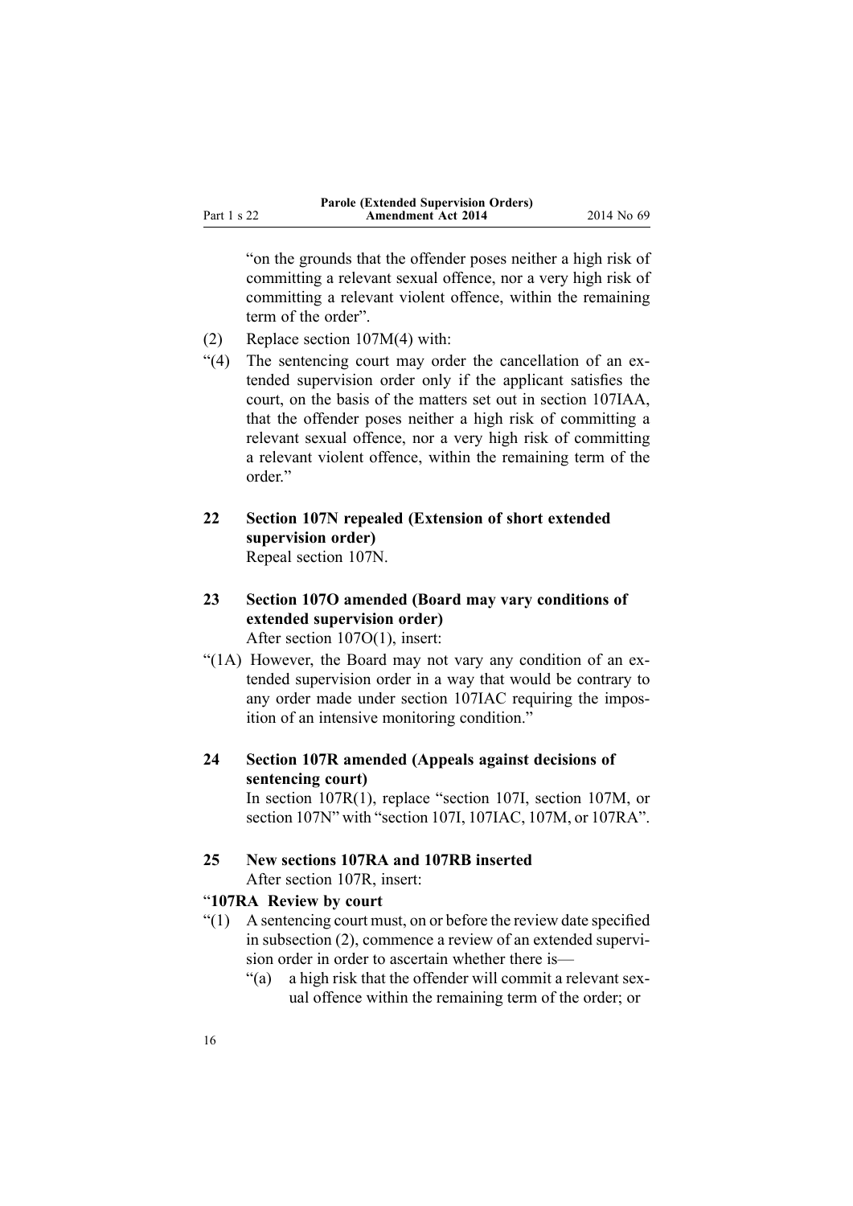"on the grounds that the offender poses neither a high risk of committing a relevant sexual offence, nor a very high risk of committing a relevant violent offence, within the remaining term of the order".

(2) Replace section 107M(4) with:

"(4) The sentencing court may order the cancellation of an extended supervision order only if the applicant satisfies the court, on the basis of the matters set out in section 107IAA, that the offender poses neither a high risk of committing a relevant sexual offence, nor a very high risk of committing a relevant violent offence, within the remaining term of the order."

**22 Section 107N repealed (Extension of short extended supervision order)**

Repeal section 107N.

**23 Section 107O amended (Board may vary conditions of extended supervision order)**

After section 107O(1), insert:

"(1A) However, the Board may not vary any condition of an extended supervision order in a way that would be contrary to any order made under section 107IAC requiring the imposition of an intensive monitoring condition."

**24 Section 107R amended (Appeals against decisions of sentencing court)**

In section 107R(1), replace "section 107I, section 107M, or section 107N" with "section 107I, 107IAC, 107M, or 107RA".

**25 New sections 107RA and 107RB inserted**

After section 107R, insert:

"**107RA Review by court**

"(1) A sentencing court must, on or before the review date specified in subsection (2), commence a review of an extended supervision order in order to ascertain whether there is—

"(a) a high risk that the offender will commit a relevant sexual offence within the remaining term of the order; or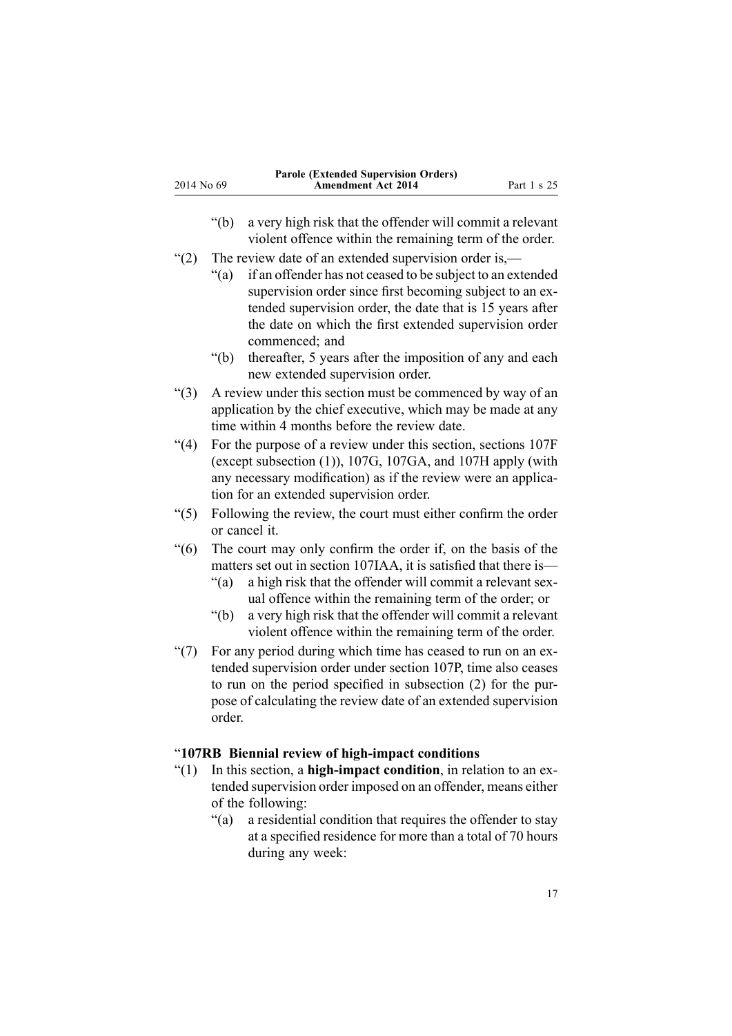"(b) a very high risk that the offender will commit a relevant violent offence within the remaining term of the order.

"(2) The review date of an extended supervision order is,—

"(a) if an offender has not ceased to be subject to an extended supervision order since first becoming subject to an extended supervision order, the date that is 15 years after the date on which the first extended supervision order commenced; and

"(b) thereafter, 5 years after the imposition of any and each new extended supervision order.

"(3) A review under this section must be commenced by way of an application by the chief executive, which may be made at any time within 4 months before the review date.

"(4) For the purpose of a review under this section, sections 107F (except subsection (1)), 107G, 107GA, and 107H apply (with any necessary modification) as if the review were an application for an extended supervision order.

"(5) Following the review, the court must either confirm the order or cancel it.

"(6) The court may only confirm the order if, on the basis of the matters set out in section 107IAA, it is satisfied that there is—

"(a) a high risk that the offender will commit a relevant sexual offence within the remaining term of the order; or

"(b) a very high risk that the offender will commit a relevant violent offence within the remaining term of the order.

"(7) For any period during which time has ceased to run on an extended supervision order under section 107P, time also ceases to run on the period specified in subsection (2) for the purpose of calculating the review date of an extended supervision order.

### "107RB Biennial review of high-impact conditions

"(1) In this section, a **high-impact condition**, in relation to an extended supervision order imposed on an offender, means either of the following:

"(a) a residential condition that requires the offender to stay at a specified residence for more than a total of 70 hours during any week: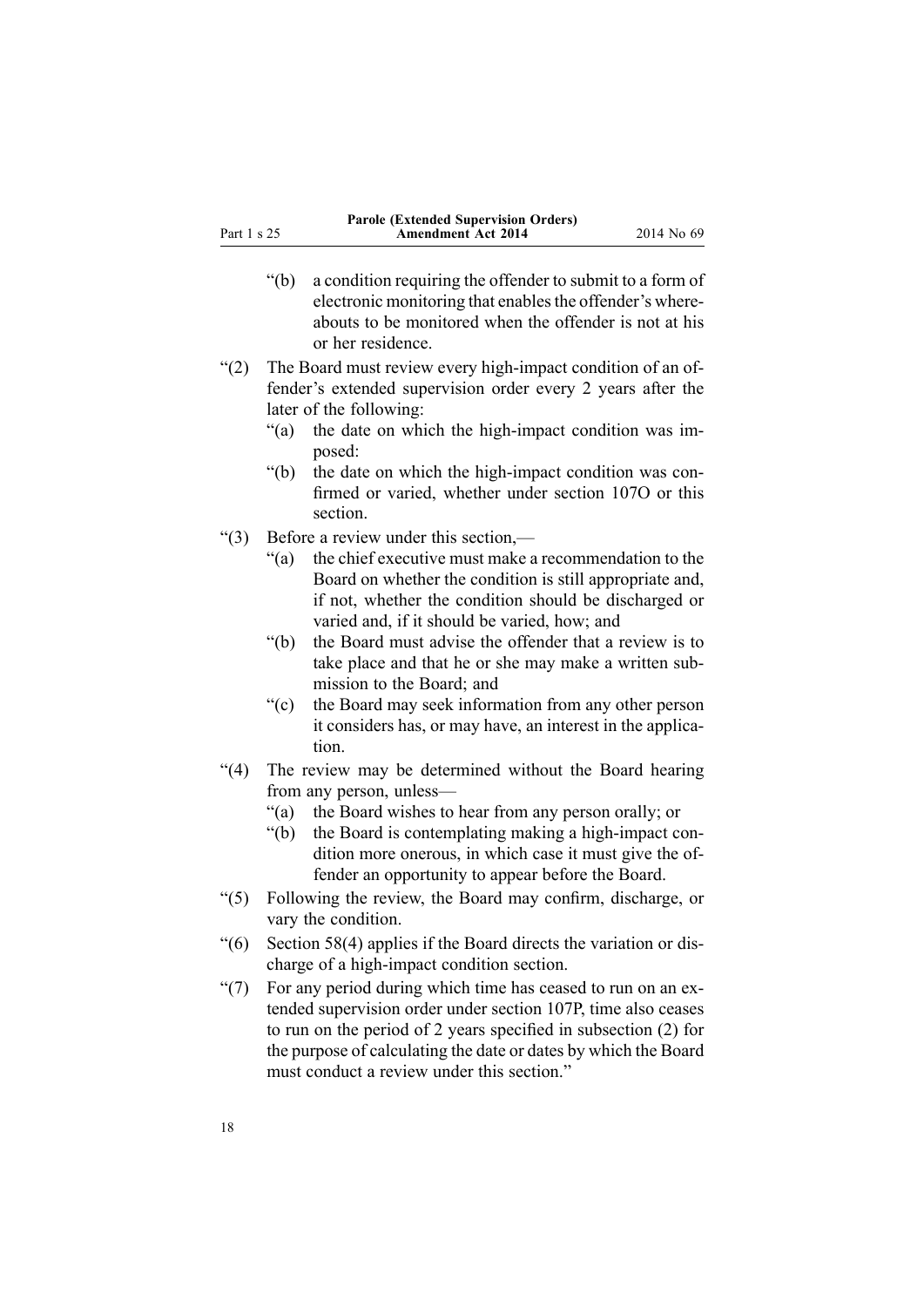“(b) a condition requiring the offender to submit to a form of electronic monitoring that enables the offender’s whereabouts to be monitored when the offender is not at his or her residence.

“(2) The Board must review every high-impact condition of an offender’s extended supervision order every 2 years after the later of the following:

“(a) the date on which the high-impact condition was imposed:

“(b) the date on which the high-impact condition was confirmed or varied, whether under section 107O or this section.

“(3) Before a review under this section,—

“(a) the chief executive must make a recommendation to the Board on whether the condition is still appropriate and, if not, whether the condition should be discharged or varied and, if it should be varied, how; and

“(b) the Board must advise the offender that a review is to take place and that he or she may make a written submission to the Board; and

“(c) the Board may seek information from any other person it considers has, or may have, an interest in the application.

“(4) The review may be determined without the Board hearing from any person, unless—

“(a) the Board wishes to hear from any person orally; or

“(b) the Board is contemplating making a high-impact condition more onerous, in which case it must give the offender an opportunity to appear before the Board.

“(5) Following the review, the Board may confirm, discharge, or vary the condition.

“(6) Section 58(4) applies if the Board directs the variation or discharge of a high-impact condition section.

“(7) For any period during which time has ceased to run on an extended supervision order under section 107P, time also ceases to run on the period of 2 years specified in subsection (2) for the purpose of calculating the date or dates by which the Board must conduct a review under this section.”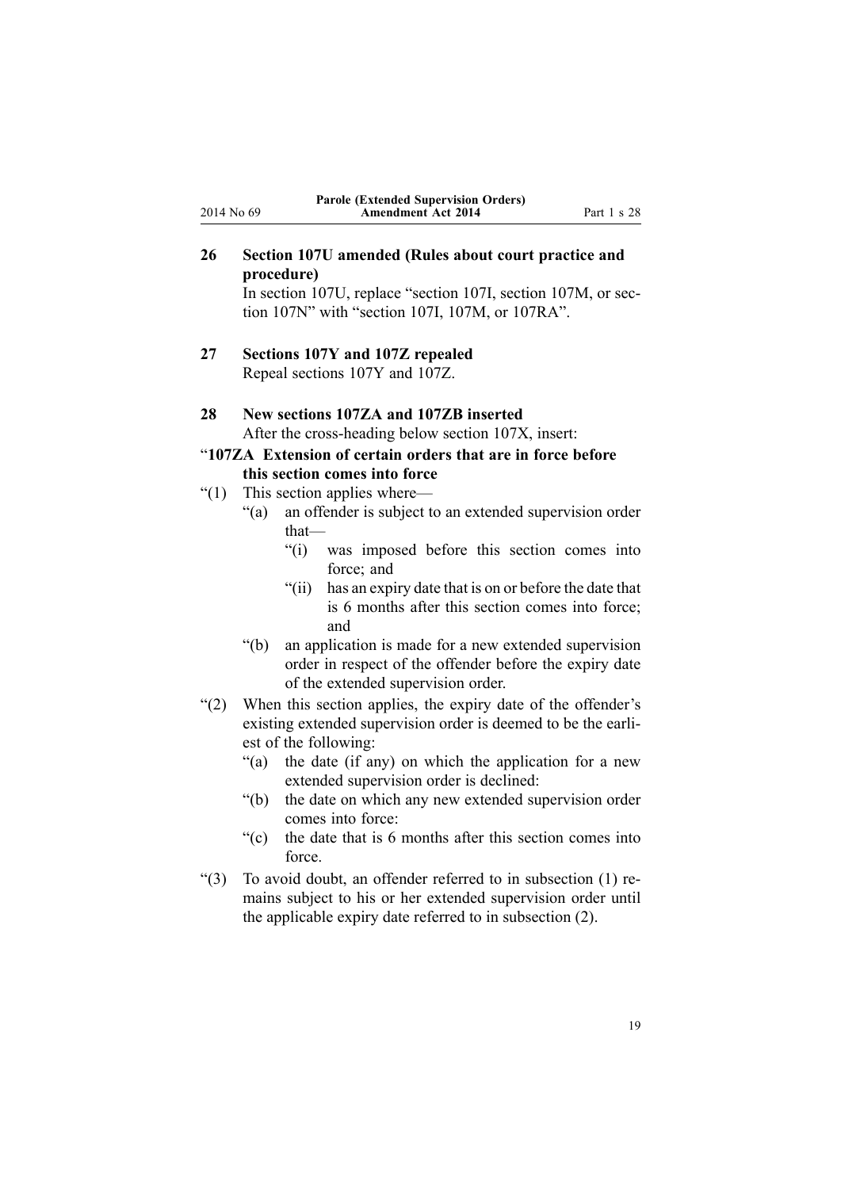## 26 Section 107U amended (Rules about court practice and procedure)

In section 107U, replace "section 107I, section 107M, or section 107N" with "section 107I, 107M, or 107RA".

## 27 Sections 107Y and 107Z repealed

Repeal sections 107Y and 107Z.

## 28 New sections 107ZA and 107ZB inserted

After the cross-heading below section 107X, insert:

### "107ZA Extension of certain orders that are in force before this section comes into force

"(1) This section applies where—

- "(a) an offender is subject to an extended supervision order that—
  - "(i) was imposed before this section comes into force; and
  - "(ii) has an expiry date that is on or before the date that is 6 months after this section comes into force; and
- "(b) an application is made for a new extended supervision order in respect of the offender before the expiry date of the extended supervision order.

"(2) When this section applies, the expiry date of the offender's existing extended supervision order is deemed to be the earliest of the following:

- "(a) the date (if any) on which the application for a new extended supervision order is declined:
- "(b) the date on which any new extended supervision order comes into force:
- "(c) the date that is 6 months after this section comes into force.

"(3) To avoid doubt, an offender referred to in subsection (1) remains subject to his or her extended supervision order until the applicable expiry date referred to in subsection (2).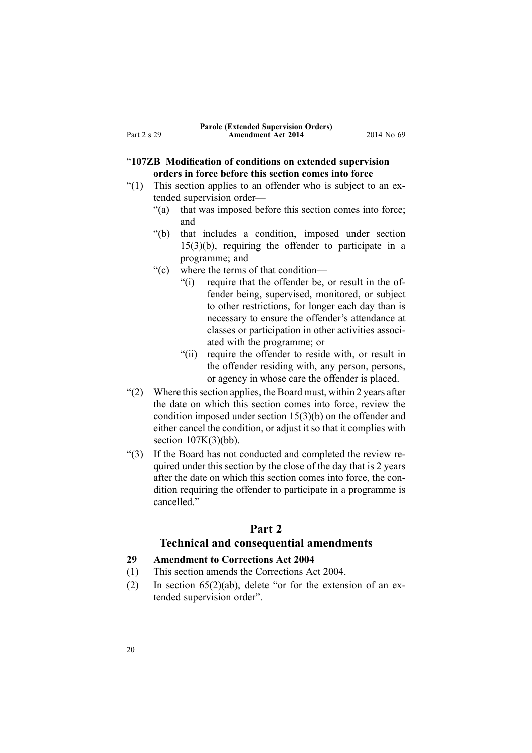"**107ZB Modification of conditions on extended supervision orders in force before this section comes into force**

"(1) This section applies to an offender who is subject to an extended supervision order—

"(a) that was imposed before this section comes into force; and

"(b) that includes a condition, imposed under section 15(3)(b), requiring the offender to participate in a programme; and

"(c) where the terms of that condition—

"(i) require that the offender be, or result in the offender being, supervised, monitored, or subject to other restrictions, for longer each day than is necessary to ensure the offender's attendance at classes or participation in other activities associated with the programme; or

"(ii) require the offender to reside with, or result in the offender residing with, any person, persons, or agency in whose care the offender is placed.

"(2) Where this section applies, the Board must, within 2 years after the date on which this section comes into force, review the condition imposed under section 15(3)(b) on the offender and either cancel the condition, or adjust it so that it complies with section 107K(3)(bb).

"(3) If the Board has not conducted and completed the review required under this section by the close of the day that is 2 years after the date on which this section comes into force, the condition requiring the offender to participate in a programme is cancelled."

## Part 2
## Technical and consequential amendments

**29 Amendment to Corrections Act 2004**

(1) This section amends the Corrections Act 2004.

(2) In section 65(2)(ab), delete "or for the extension of an extended supervision order".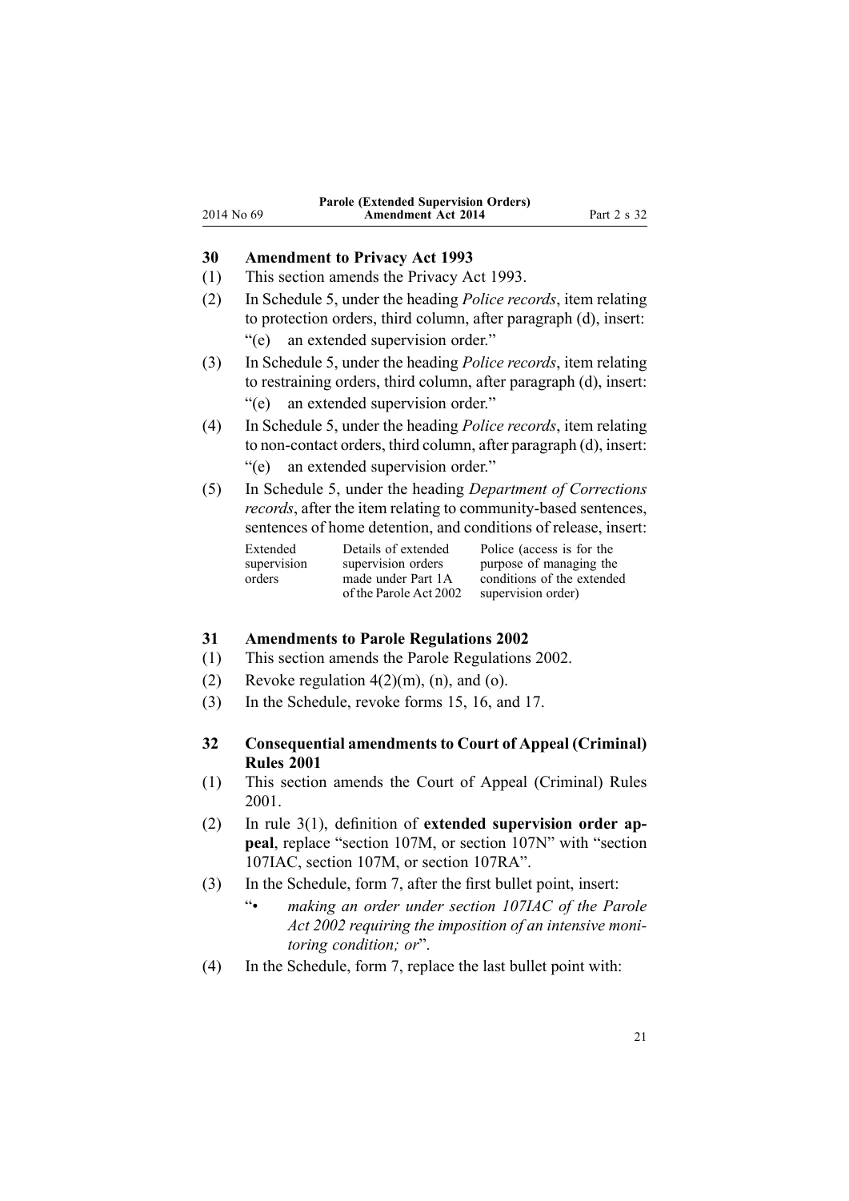### 30 Amendment to Privacy Act 1993

(1) This section amends the Privacy Act 1993.

(2) In Schedule 5, under the heading *Police records*, item relating to protection orders, third column, after paragraph (d), insert:

"(e) an extended supervision order."

(3) In Schedule 5, under the heading *Police records*, item relating to restraining orders, third column, after paragraph (d), insert:

"(e) an extended supervision order."

(4) In Schedule 5, under the heading *Police records*, item relating to non-contact orders, third column, after paragraph (d), insert:

"(e) an extended supervision order."

(5) In Schedule 5, under the heading *Department of Corrections records*, after the item relating to community-based sentences, sentences of home detention, and conditions of release, insert:

| | | |
|---|---|---|
| Extended supervision orders | Details of extended supervision orders made under Part 1A of the Parole Act 2002 | Police (access is for the purpose of managing the conditions of the extended supervision order) |

### 31 Amendments to Parole Regulations 2002

(1) This section amends the Parole Regulations 2002.

(2) Revoke regulation 4(2)(m), (n), and (o).

(3) In the Schedule, revoke forms 15, 16, and 17.

### 32 Consequential amendments to Court of Appeal (Criminal) Rules 2001

(1) This section amends the Court of Appeal (Criminal) Rules 2001.

(2) In rule 3(1), definition of **extended supervision order appeal**, replace "section 107M, or section 107N" with "section 107IAC, section 107M, or section 107RA".

(3) In the Schedule, form 7, after the first bullet point, insert:

"• *making an order under section 107IAC of the Parole Act 2002 requiring the imposition of an intensive monitoring condition; or*".

(4) In the Schedule, form 7, replace the last bullet point with: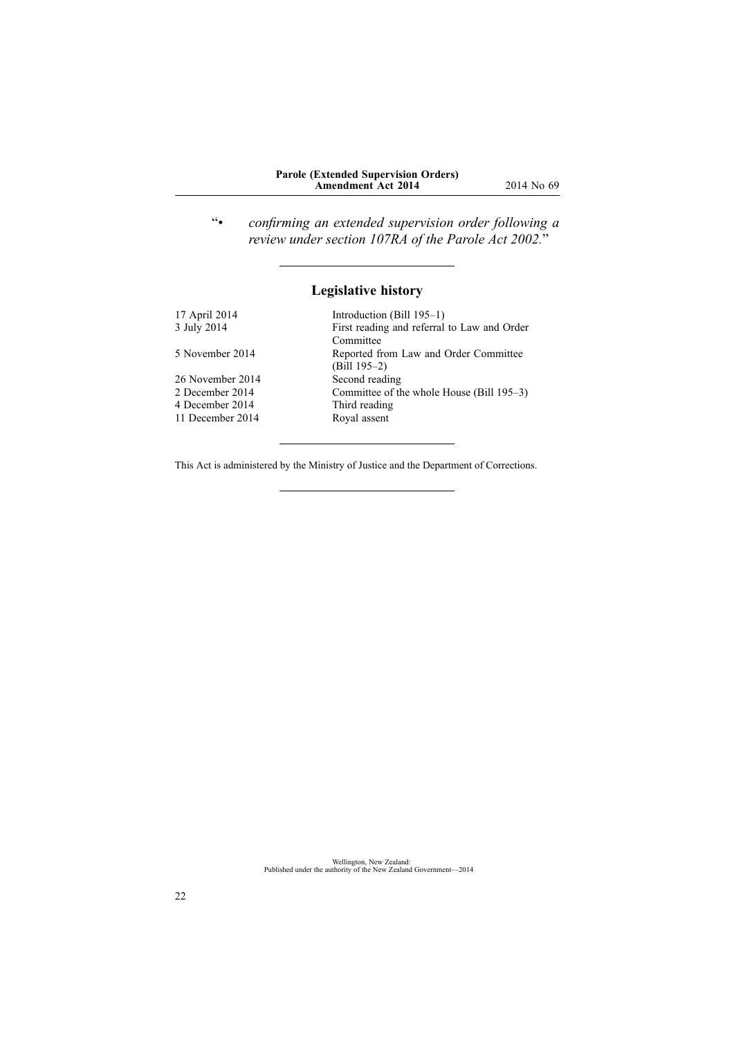"• *confirming an extended supervision order following a review under section 107RA of the Parole Act 2002*."

## Legislative history

| | |
|---|---|
| 17 April 2014 | Introduction (Bill 195–1) |
| 3 July 2014 | First reading and referral to Law and Order Committee |
| 5 November 2014 | Reported from Law and Order Committee (Bill 195–2) |
| 26 November 2014 | Second reading |
| 2 December 2014 | Committee of the whole House (Bill 195–3) |
| 4 December 2014 | Third reading |
| 11 December 2014 | Royal assent |

This Act is administered by the Ministry of Justice and the Department of Corrections.

Wellington, New Zealand:
Published under the authority of the New Zealand Government—2014